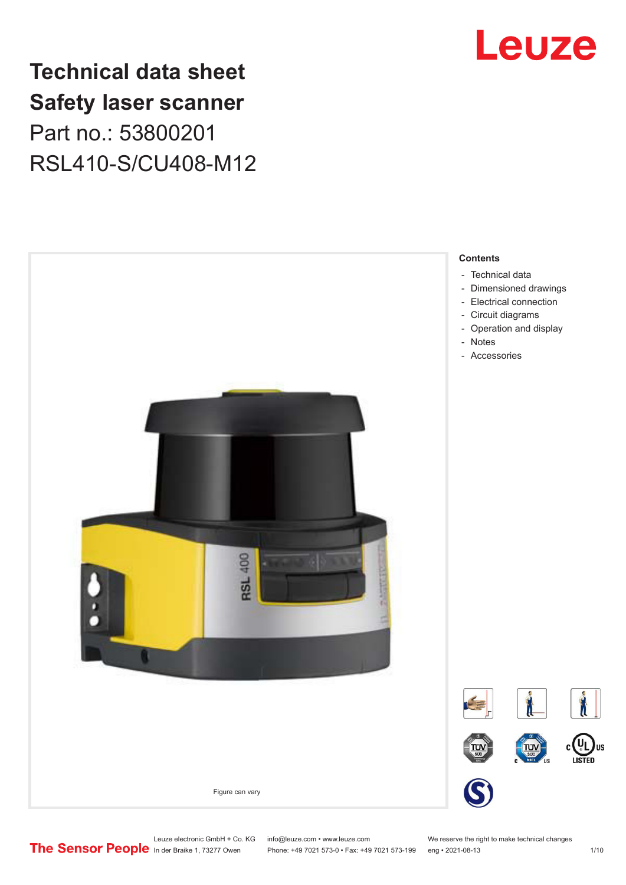# Technical data sheet
# Safety laser scanner

Part no.: 53800201

RSL410-S/CU408-M12

Figure can vary

**Contents**

- Technical data
- Dimensioned drawings
- Electrical connection
- Circuit diagrams
- Operation and display
- Notes
- Accessories

Leuze electronic GmbH + Co. KG
In der Braike 1, 73277 Owen

info@leuze.com • www.leuze.com
Phone: +49 7021 573-0 • Fax: +49 7021 573-199

We reserve the right to make technical changes
eng • 2021-08-13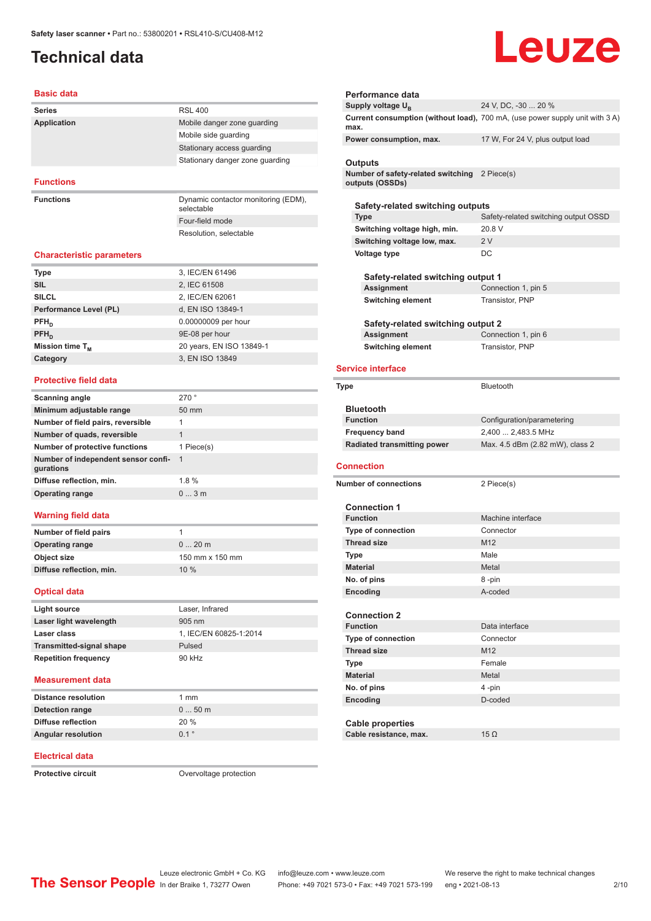Safety laser scanner • Part no.: 53800201 • RSL410-S/CU408-M12

# Technical data

## Basic data

| | |
|---|---|
| **Series** | RSL 400 |
| **Application** | Mobile danger zone guarding |
| | Mobile side guarding |
| | Stationary access guarding |
| | Stationary danger zone guarding |

## Functions

| | |
|---|---|
| **Functions** | Dynamic contactor monitoring (EDM), selectable |
| | Four-field mode |
| | Resolution, selectable |

## Characteristic parameters

| | |
|---|---|
| **Type** | 3, IEC/EN 61496 |
| **SIL** | 2, IEC 61508 |
| **SILCL** | 2, IEC/EN 62061 |
| **Performance Level (PL)** | d, EN ISO 13849-1 |
| **$PFH_D$** | 0.00000009 per hour |
| **$PFH_D$** | 9E-08 per hour |
| **Mission time $T_M$** | 20 years, EN ISO 13849-1 |
| **Category** | 3, EN ISO 13849 |

## Protective field data

| | |
|---|---|
| **Scanning angle** | 270 ° |
| **Minimum adjustable range** | 50 mm |
| **Number of field pairs, reversible** | 1 |
| **Number of quads, reversible** | 1 |
| **Number of protective functions** | 1 Piece(s) |
| **Number of independent sensor configurations** | 1 |
| **Diffuse reflection, min.** | 1.8 % |
| **Operating range** | 0 ... 3 m |

## Warning field data

| | |
|---|---|
| **Number of field pairs** | 1 |
| **Operating range** | 0 ... 20 m |
| **Object size** | 150 mm x 150 mm |
| **Diffuse reflection, min.** | 10 % |

## Optical data

| | |
|---|---|
| **Light source** | Laser, Infrared |
| **Laser light wavelength** | 905 nm |
| **Laser class** | 1, IEC/EN 60825-1:2014 |
| **Transmitted-signal shape** | Pulsed |
| **Repetition frequency** | 90 kHz |

## Measurement data

| | |
|---|---|
| **Distance resolution** | 1 mm |
| **Detection range** | 0 ... 50 m |
| **Diffuse reflection** | 20 % |
| **Angular resolution** | 0.1 ° |

## Electrical data

| | |
|---|---|
| **Protective circuit** | Overvoltage protection |

### Performance data

| | |
|---|---|
| **Supply voltage $U_B$** | 24 V, DC, -30 ... 20 % |
| **Current consumption (without load), max.** | 700 mA, (use power supply unit with 3 A) |
| **Power consumption, max.** | 17 W, For 24 V, plus output load |

### Outputs

| | |
|---|---|
| **Number of safety-related switching outputs (OSSDs)** | 2 Piece(s) |

#### Safety-related switching outputs

| | |
|---|---|
| **Type** | Safety-related switching output OSSD |
| **Switching voltage high, min.** | 20.8 V |
| **Switching voltage low, max.** | 2 V |
| **Voltage type** | DC |

##### Safety-related switching output 1

| | |
|---|---|
| **Assignment** | Connection 1, pin 5 |
| **Switching element** | Transistor, PNP |

##### Safety-related switching output 2

| | |
|---|---|
| **Assignment** | Connection 1, pin 6 |
| **Switching element** | Transistor, PNP |

## Service interface

| | |
|---|---|
| **Type** | Bluetooth |

### Bluetooth

| | |
|---|---|
| **Function** | Configuration/parametering |
| **Frequency band** | 2,400 ... 2,483.5 MHz |
| **Radiated transmitting power** | Max. 4.5 dBm (2.82 mW), class 2 |

## Connection

| | |
|---|---|
| **Number of connections** | 2 Piece(s) |

### Connection 1

| | |
|---|---|
| **Function** | Machine interface |
| **Type of connection** | Connector |
| **Thread size** | M12 |
| **Type** | Male |
| **Material** | Metal |
| **No. of pins** | 8 -pin |
| **Encoding** | A-coded |

### Connection 2

| | |
|---|---|
| **Function** | Data interface |
| **Type of connection** | Connector |
| **Thread size** | M12 |
| **Type** | Female |
| **Material** | Metal |
| **No. of pins** | 4 -pin |
| **Encoding** | D-coded |

### Cable properties

| | |
|---|---|
| **Cable resistance, max.** | 15 Ω |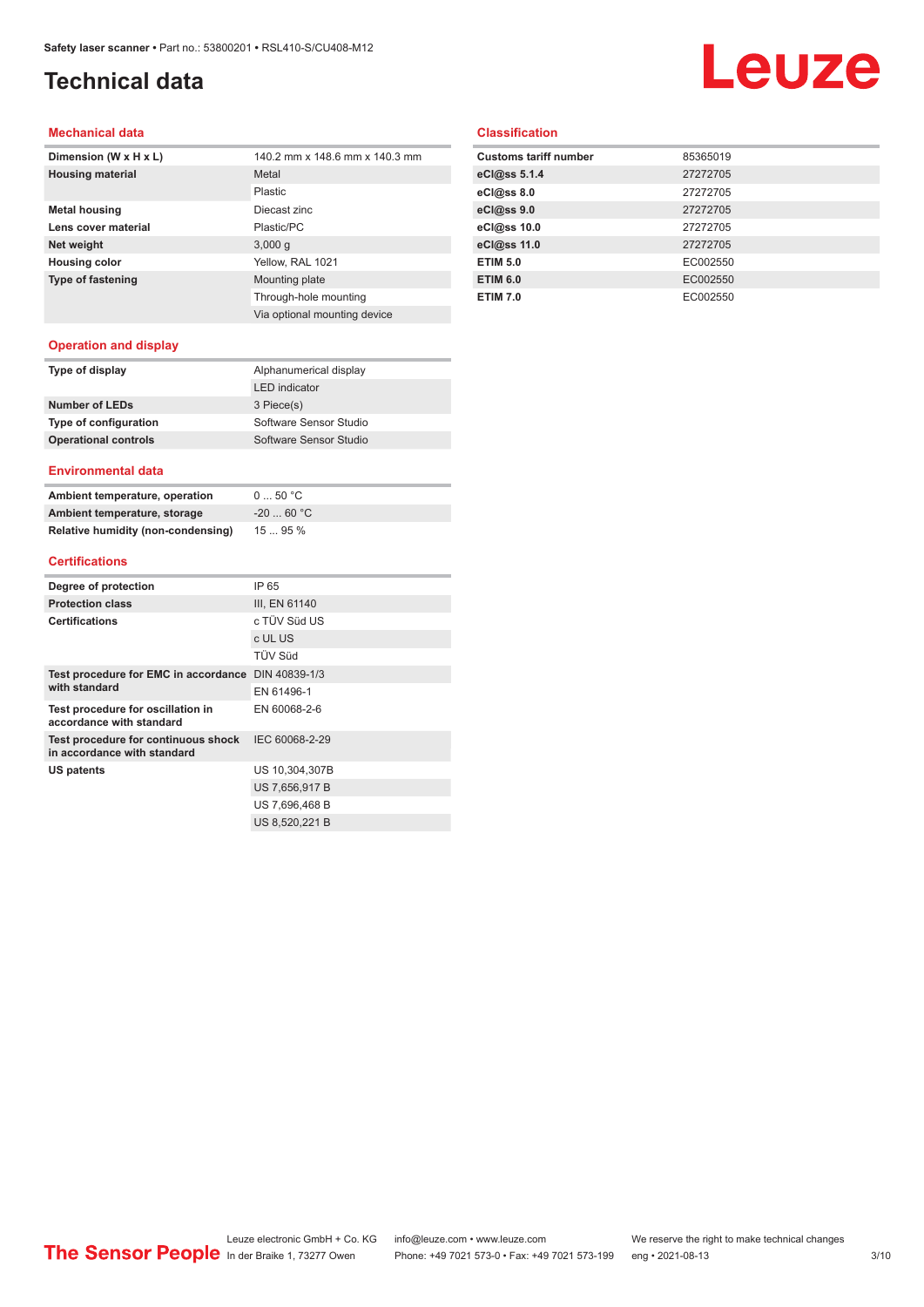# Technical data

## Mechanical data

| | |
|---|---|
| **Dimension (W x H x L)** | 140.2 mm x 148.6 mm x 140.3 mm |
| **Housing material** | Metal |
| | Plastic |
| **Metal housing** | Diecast zinc |
| **Lens cover material** | Plastic/PC |
| **Net weight** | 3,000 g |
| **Housing color** | Yellow, RAL 1021 |
| **Type of fastening** | Mounting plate |
| | Through-hole mounting |
| | Via optional mounting device |

## Operation and display

| | |
|---|---|
| **Type of display** | Alphanumerical display |
| | LED indicator |
| **Number of LEDs** | 3 Piece(s) |
| **Type of configuration** | Software Sensor Studio |
| **Operational controls** | Software Sensor Studio |

## Environmental data

| | |
|---|---|
| **Ambient temperature, operation** | 0 ... 50 °C |
| **Ambient temperature, storage** | -20 ... 60 °C |
| **Relative humidity (non-condensing)** | 15 ... 95 % |

## Certifications

| | |
|---|---|
| **Degree of protection** | IP 65 |
| **Protection class** | III, EN 61140 |
| **Certifications** | c TÜV Süd US |
| | c UL US |
| | TÜV Süd |
| **Test procedure for EMC in accordance with standard** | DIN 40839-1/3 |
| | EN 61496-1 |
| **Test procedure for oscillation in accordance with standard** | EN 60068-2-6 |
| **Test procedure for continuous shock in accordance with standard** | IEC 60068-2-29 |
| **US patents** | US 10,304,307B |
| | US 7,656,917 B |
| | US 7,696,468 B |
| | US 8,520,221 B |

## Classification

| | |
|---|---|
| **Customs tariff number** | 85365019 |
| **eCl@ss 5.1.4** | 27272705 |
| **eCl@ss 8.0** | 27272705 |
| **eCl@ss 9.0** | 27272705 |
| **eCl@ss 10.0** | 27272705 |
| **eCl@ss 11.0** | 27272705 |
| **ETIM 5.0** | EC002550 |
| **ETIM 6.0** | EC002550 |
| **ETIM 7.0** | EC002550 |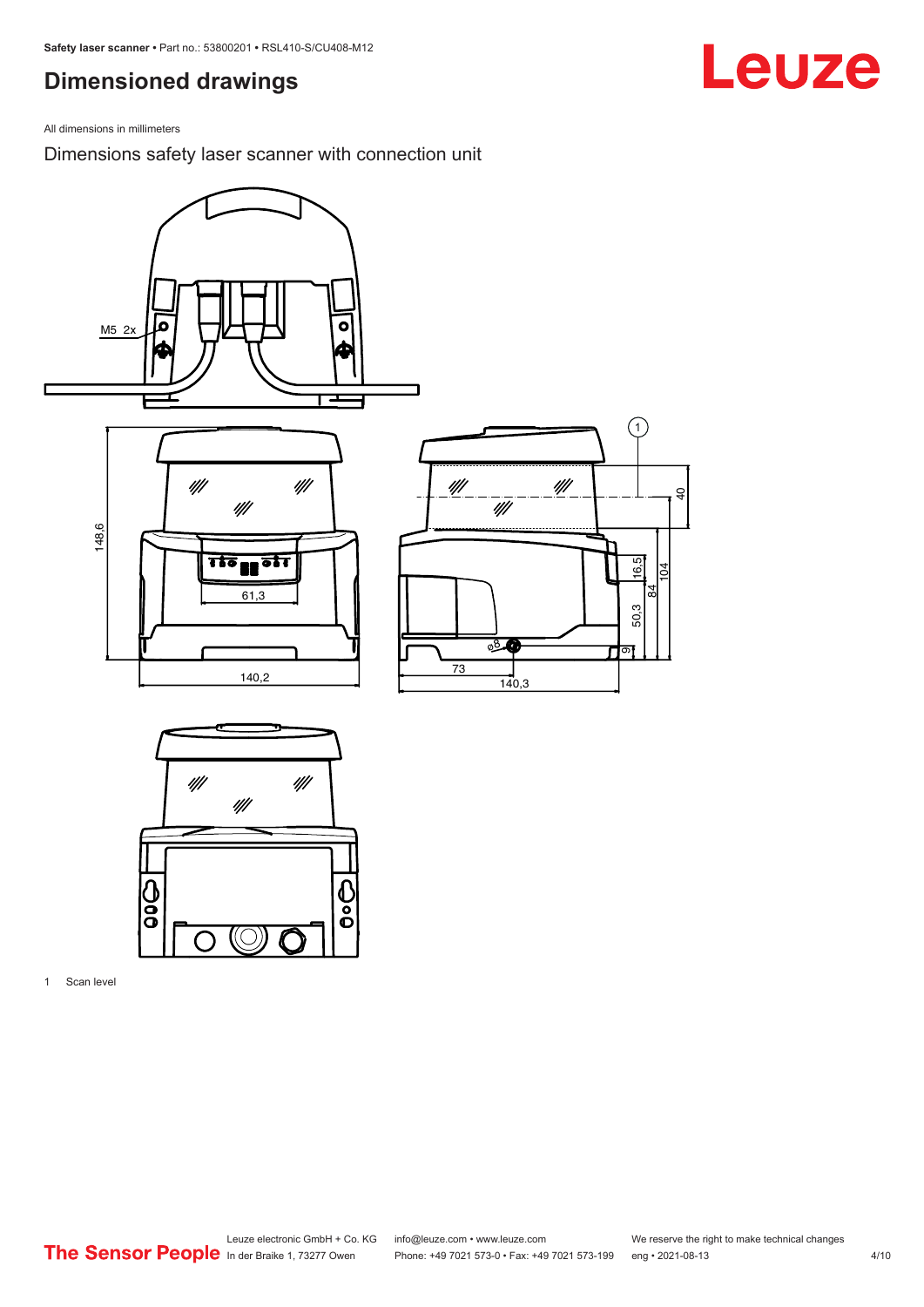# Dimensioned drawings

All dimensions in millimeters

## Dimensions safety laser scanner with connection unit

1 Scan level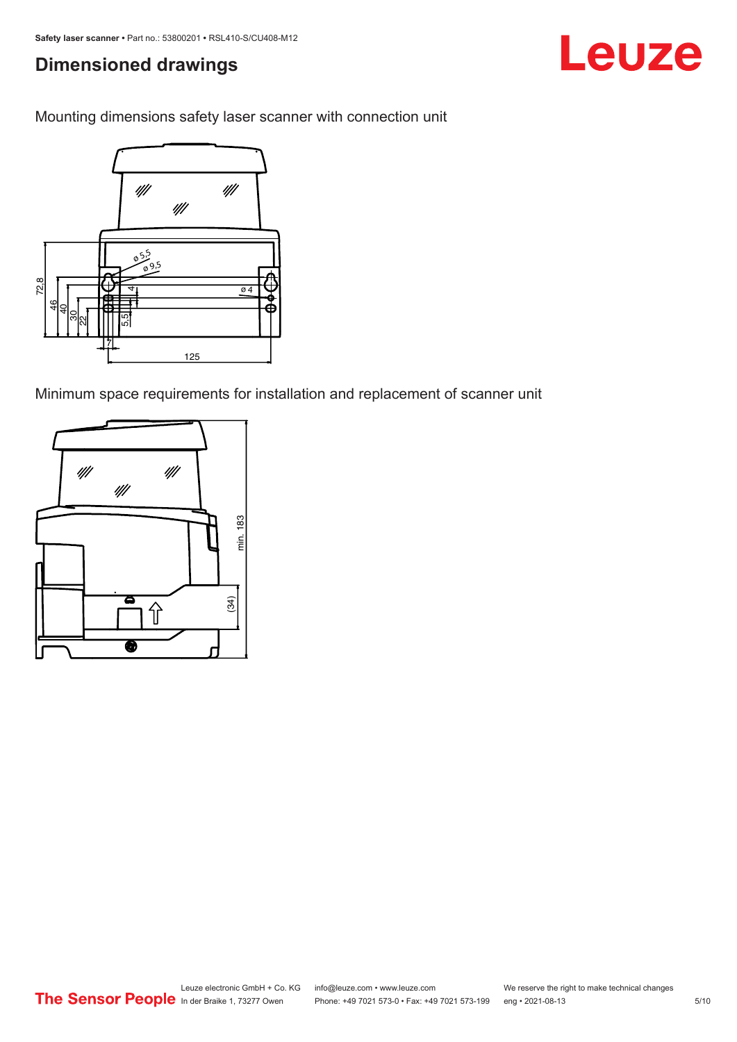## Dimensioned drawings

Mounting dimensions safety laser scanner with connection unit

Minimum space requirements for installation and replacement of scanner unit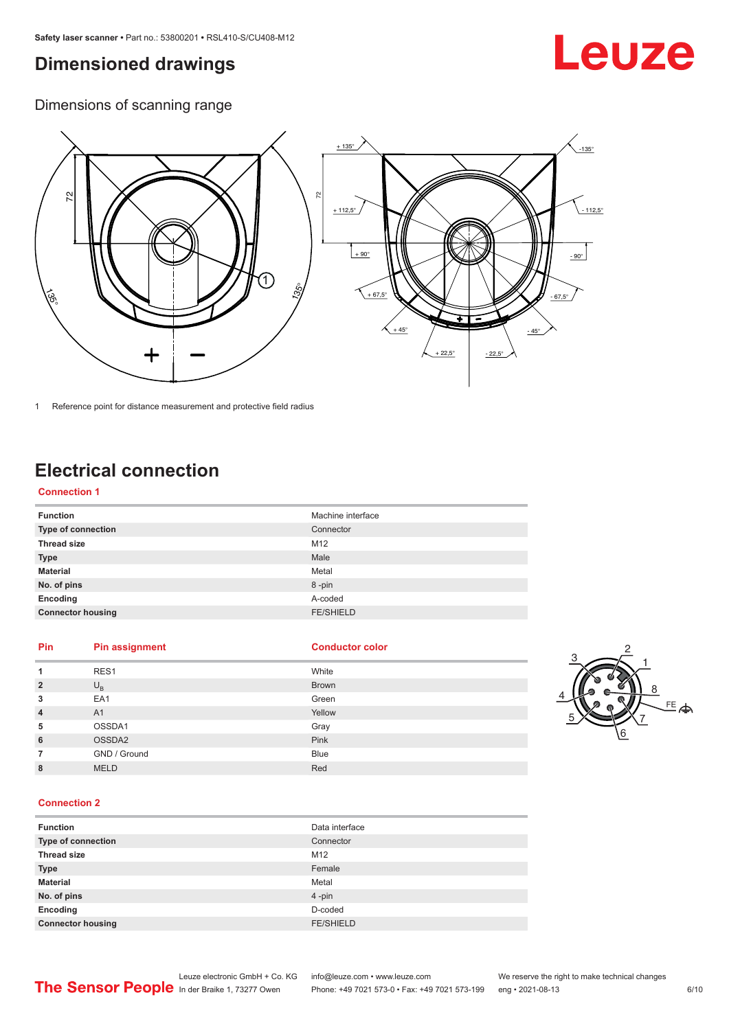# Dimensioned drawings

## Dimensions of scanning range

1 Reference point for distance measurement and protective field radius

# Electrical connection

### Connection 1

| Function | Machine interface |
|---|---|
| Type of connection | Connector |
| Thread size | M12 |
| Type | Male |
| Material | Metal |
| No. of pins | 8 -pin |
| Encoding | A-coded |
| Connector housing | FE/SHIELD |

| Pin | Pin assignment | Conductor color |
|---|---|---|
| 1 | RES1 | White |
| 2 | $U_B$ | Brown |
| 3 | EA1 | Green |
| 4 | A1 | Yellow |
| 5 | OSSDA1 | Gray |
| 6 | OSSDA2 | Pink |
| 7 | GND / Ground | Blue |
| 8 | MELD | Red |

### Connection 2

| Function | Data interface |
|---|---|
| Type of connection | Connector |
| Thread size | M12 |
| Type | Female |
| Material | Metal |
| No. of pins | 4 -pin |
| Encoding | D-coded |
| Connector housing | FE/SHIELD |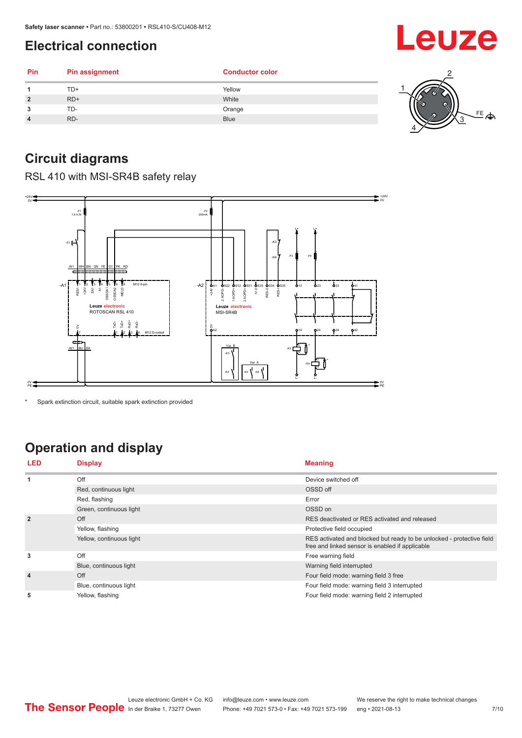## Electrical connection

| Pin | Pin assignment | Conductor color |
|---|---|---|
| 1 | TD+ | Yellow |
| 2 | RD+ | White |
| 3 | TD- | Orange |
| 4 | RD- | Blue |

## Circuit diagrams

RSL 410 with MSI-SR4B safety relay

* Spark extinction circuit, suitable spark extinction provided

## Operation and display

| LED | Display | Meaning |
|---|---|---|
| 1 | Off | Device switched off |
| | Red, continuous light | OSSD off |
| | Red, flashing | Error |
| | Green, continuous light | OSSD on |
| 2 | Off | RES deactivated or RES activated and released |
| | Yellow, flashing | Protective field occupied |
| | Yellow, continuous light | RES activated and blocked but ready to be unlocked - protective field free and linked sensor is enabled if applicable |
| 3 | Off | Free warning field |
| | Blue, continuous light | Warning field interrupted |
| 4 | Off | Four field mode: warning field 3 free |
| | Blue, continuous light | Four field mode: warning field 3 interrupted |
| 5 | Yellow, flashing | Four field mode: warning field 2 interrupted |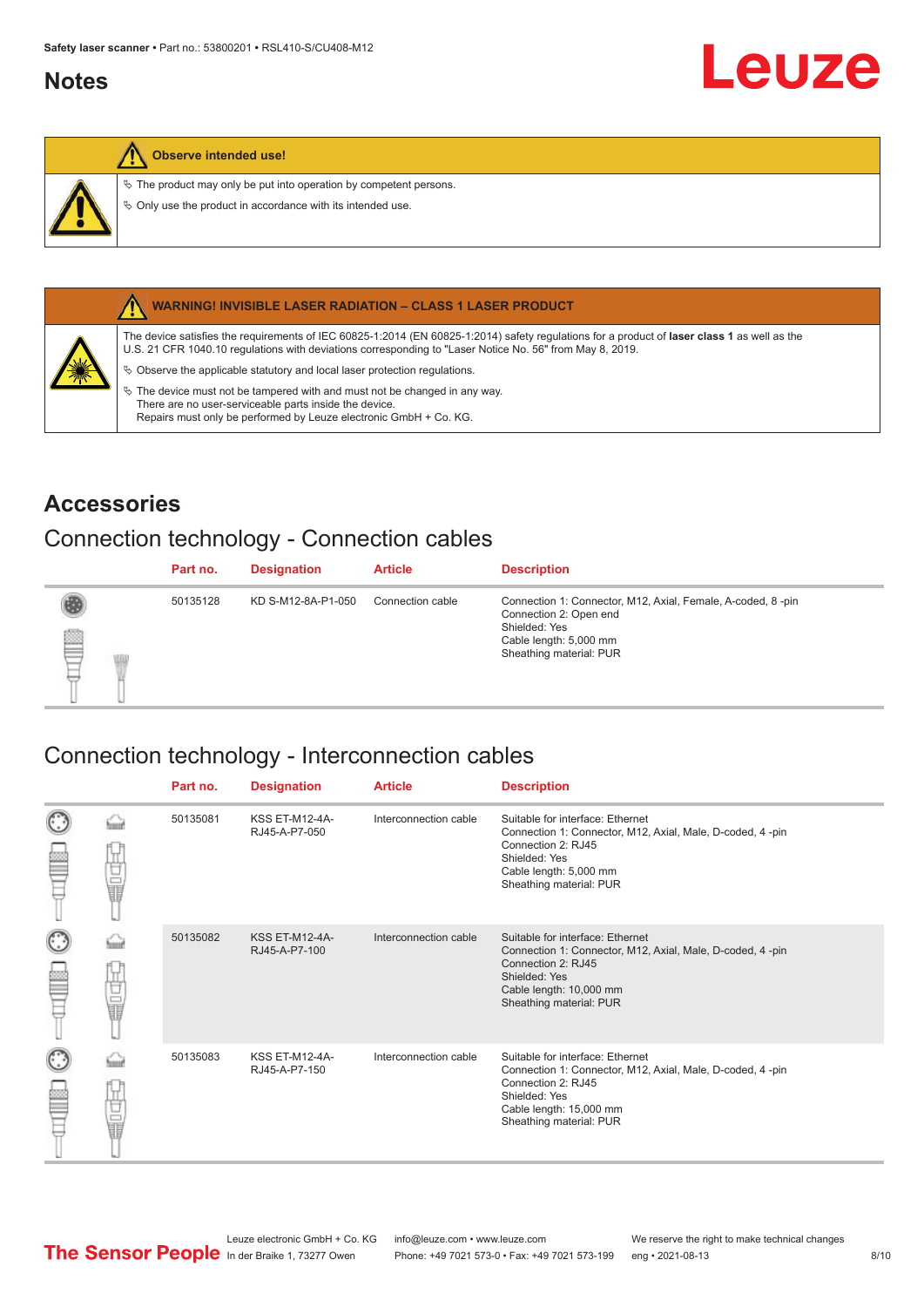## Notes

**Observe intended use!**

- ↳ The product may only be put into operation by competent persons.
- ↳ Only use the product in accordance with its intended use.

**WARNING! INVISIBLE LASER RADIATION – CLASS 1 LASER PRODUCT**

The device satisfies the requirements of IEC 60825-1:2014 (EN 60825-1:2014) safety regulations for a product of **laser class 1** as well as the U.S. 21 CFR 1040.10 regulations with deviations corresponding to "Laser Notice No. 56" from May 8, 2019.

- ↳ Observe the applicable statutory and local laser protection regulations.
- ↳ The device must not be tampered with and must not be changed in any way.
  There are no user-serviceable parts inside the device.
  Repairs must only be performed by Leuze electronic GmbH + Co. KG.

# Accessories

## Connection technology - Connection cables

| Part no. | Designation | Article | Description |
|---|---|---|---|
| 50135128 | KD S-M12-8A-P1-050 | Connection cable | Connection 1: Connector, M12, Axial, Female, A-coded, 8 -pin<br>Connection 2: Open end<br>Shielded: Yes<br>Cable length: 5,000 mm<br>Sheathing material: PUR |

## Connection technology - Interconnection cables

| Part no. | Designation | Article | Description |
|---|---|---|---|
| 50135081 | KSS ET-M12-4A-RJ45-A-P7-050 | Interconnection cable | Suitable for interface: Ethernet<br>Connection 1: Connector, M12, Axial, Male, D-coded, 4 -pin<br>Connection 2: RJ45<br>Shielded: Yes<br>Cable length: 5,000 mm<br>Sheathing material: PUR |
| 50135082 | KSS ET-M12-4A-RJ45-A-P7-100 | Interconnection cable | Suitable for interface: Ethernet<br>Connection 1: Connector, M12, Axial, Male, D-coded, 4 -pin<br>Connection 2: RJ45<br>Shielded: Yes<br>Cable length: 10,000 mm<br>Sheathing material: PUR |
| 50135083 | KSS ET-M12-4A-RJ45-A-P7-150 | Interconnection cable | Suitable for interface: Ethernet<br>Connection 1: Connector, M12, Axial, Male, D-coded, 4 -pin<br>Connection 2: RJ45<br>Shielded: Yes<br>Cable length: 15,000 mm<br>Sheathing material: PUR |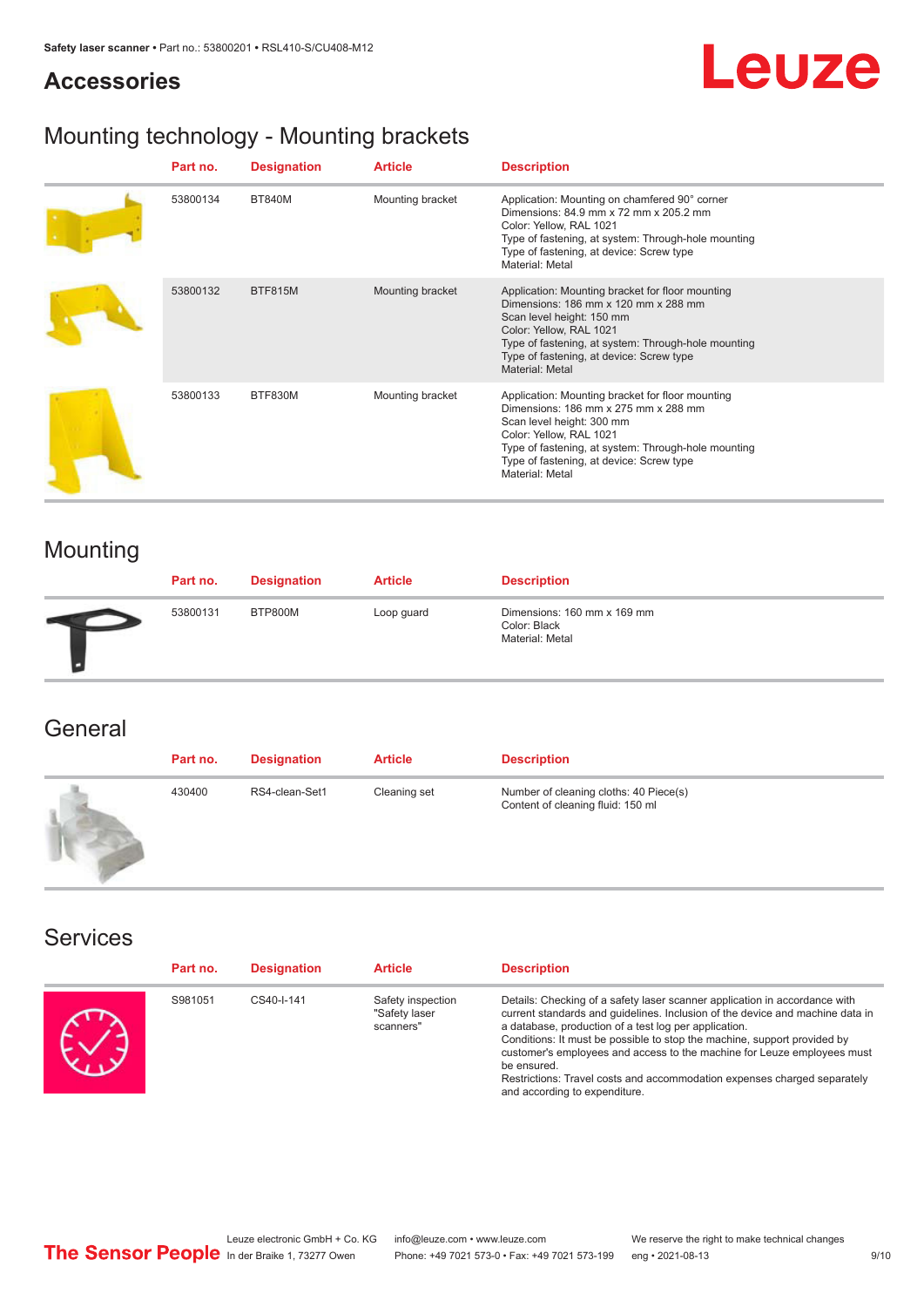# Accessories

## Mounting technology - Mounting brackets

| Part no. | Designation | Article | Description |
|---|---|---|---|
| 53800134 | BT840M | Mounting bracket | Application: Mounting on chamfered 90° corner<br>Dimensions: 84.9 mm x 72 mm x 205.2 mm<br>Color: Yellow, RAL 1021<br>Type of fastening, at system: Through-hole mounting<br>Type of fastening, at device: Screw type<br>Material: Metal |
| 53800132 | BTF815M | Mounting bracket | Application: Mounting bracket for floor mounting<br>Dimensions: 186 mm x 120 mm x 288 mm<br>Scan level height: 150 mm<br>Color: Yellow, RAL 1021<br>Type of fastening, at system: Through-hole mounting<br>Type of fastening, at device: Screw type<br>Material: Metal |
| 53800133 | BTF830M | Mounting bracket | Application: Mounting bracket for floor mounting<br>Dimensions: 186 mm x 275 mm x 288 mm<br>Scan level height: 300 mm<br>Color: Yellow, RAL 1021<br>Type of fastening, at system: Through-hole mounting<br>Type of fastening, at device: Screw type<br>Material: Metal |

## Mounting

| Part no. | Designation | Article | Description |
|---|---|---|---|
| 53800131 | BTP800M | Loop guard | Dimensions: 160 mm x 169 mm<br>Color: Black<br>Material: Metal |

## General

| Part no. | Designation | Article | Description |
|---|---|---|---|
| 430400 | RS4-clean-Set1 | Cleaning set | Number of cleaning cloths: 40 Piece(s)<br>Content of cleaning fluid: 150 ml |

## Services

| Part no. | Designation | Article | Description |
|---|---|---|---|
| S981051 | CS40-I-141 | Safety inspection "Safety laser scanners" | Details: Checking of a safety laser scanner application in accordance with current standards and guidelines. Inclusion of the device and machine data in a database, production of a test log per application.<br>Conditions: It must be possible to stop the machine, support provided by customer's employees and access to the machine for Leuze employees must be ensured.<br>Restrictions: Travel costs and accommodation expenses charged separately and according to expenditure. |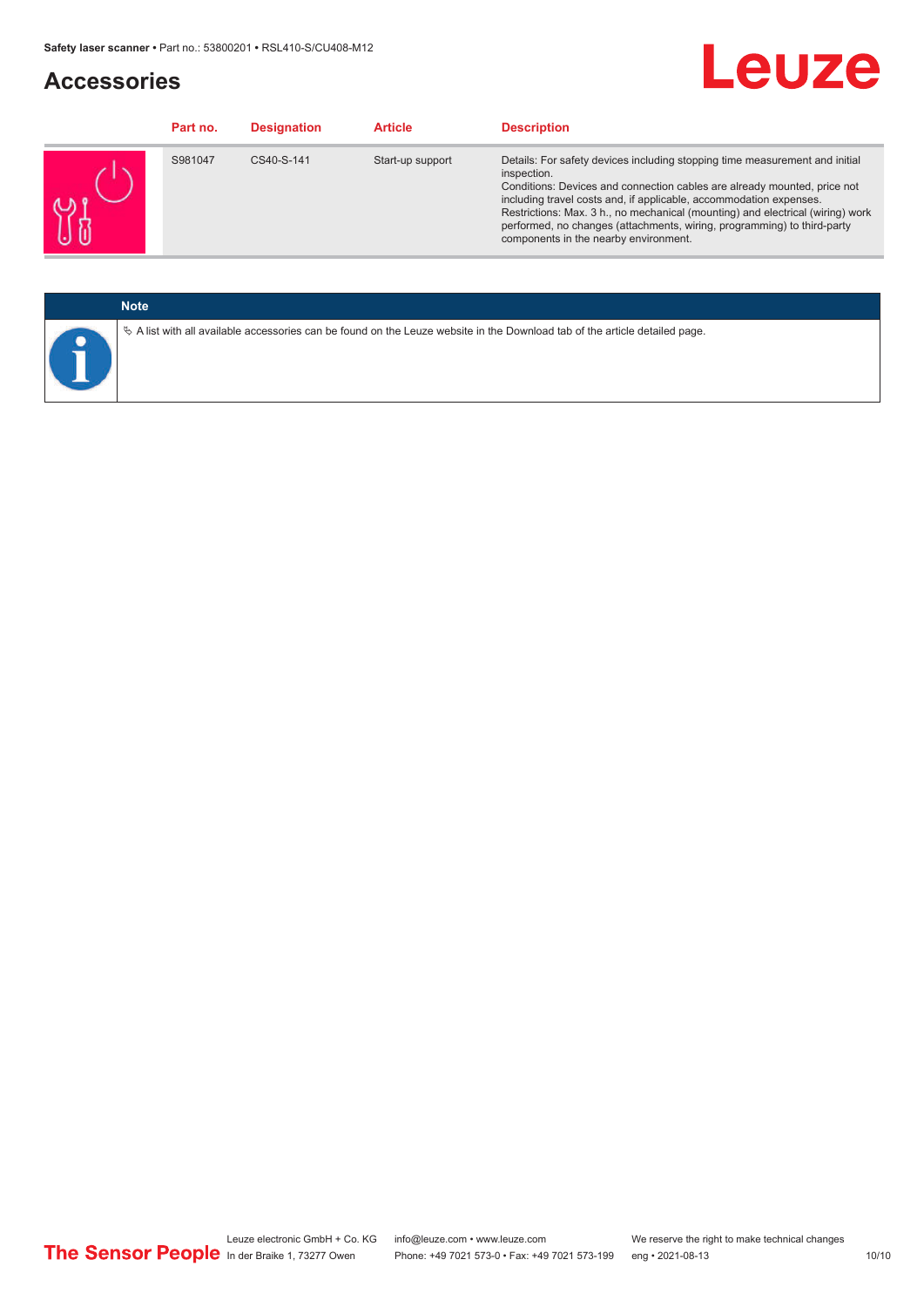## Accessories

| | Part no. | Designation | Article | Description |
|---|---|---|---|---|
| | S981047 | CS40-S-141 | Start-up support | Details: For safety devices including stopping time measurement and initial inspection.<br>Conditions: Devices and connection cables are already mounted, price not including travel costs and, if applicable, accommodation expenses.<br>Restrictions: Max. 3 h., no mechanical (mounting) and electrical (wiring) work performed, no changes (attachments, wiring, programming) to third-party components in the nearby environment. |

**Note**

↳ A list with all available accessories can be found on the Leuze website in the Download tab of the article detailed page.